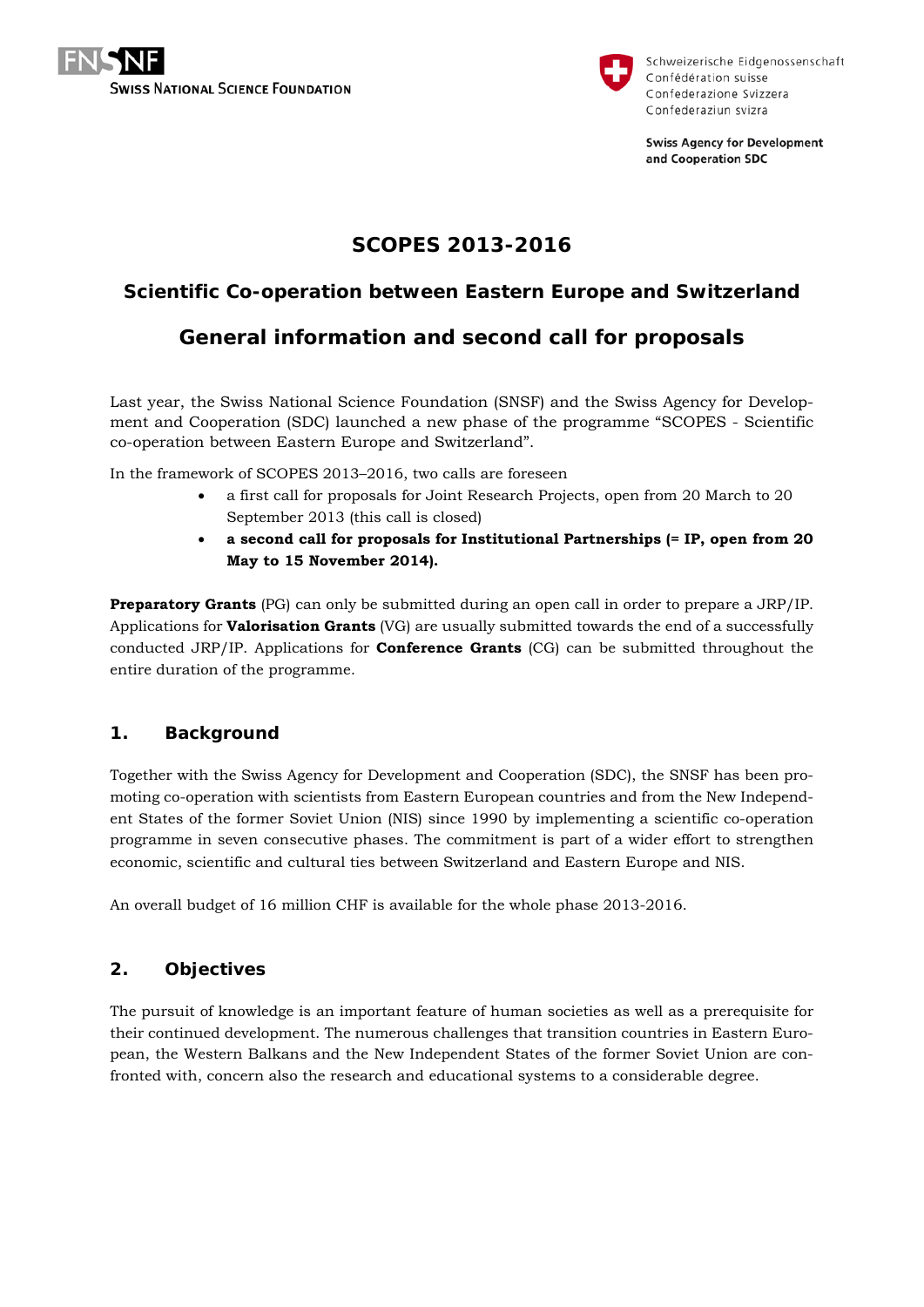Swiss National Science Foundation

Schweizerische Eidgenossenschaft
Confédération suisse
Confederazione Svizzera
Confederaziun svizra

**Swiss Agency for Development and Cooperation SDC**

# SCOPES 2013-2016

## Scientific Co-operation between Eastern Europe and Switzerland

## General information and second call for proposals

Last year, the Swiss National Science Foundation (SNSF) and the Swiss Agency for Development and Cooperation (SDC) launched a new phase of the programme "SCOPES - Scientific co-operation between Eastern Europe and Switzerland".

In the framework of SCOPES 2013–2016, two calls are foreseen

- a first call for proposals for Joint Research Projects, open from 20 March to 20 September 2013 (this call is closed)
- **a second call for proposals for Institutional Partnerships (= IP, open from 20 May to 15 November 2014).**

**Preparatory Grants** (PG) can only be submitted during an open call in order to prepare a JRP/IP. Applications for **Valorisation Grants** (VG) are usually submitted towards the end of a successfully conducted JRP/IP. Applications for **Conference Grants** (CG) can be submitted throughout the entire duration of the programme.

## 1. Background

Together with the Swiss Agency for Development and Cooperation (SDC), the SNSF has been promoting co-operation with scientists from Eastern European countries and from the New Independent States of the former Soviet Union (NIS) since 1990 by implementing a scientific co-operation programme in seven consecutive phases. The commitment is part of a wider effort to strengthen economic, scientific and cultural ties between Switzerland and Eastern Europe and NIS.

An overall budget of 16 million CHF is available for the whole phase 2013-2016.

## 2. Objectives

The pursuit of knowledge is an important feature of human societies as well as a prerequisite for their continued development. The numerous challenges that transition countries in Eastern European, the Western Balkans and the New Independent States of the former Soviet Union are confronted with, concern also the research and educational systems to a considerable degree.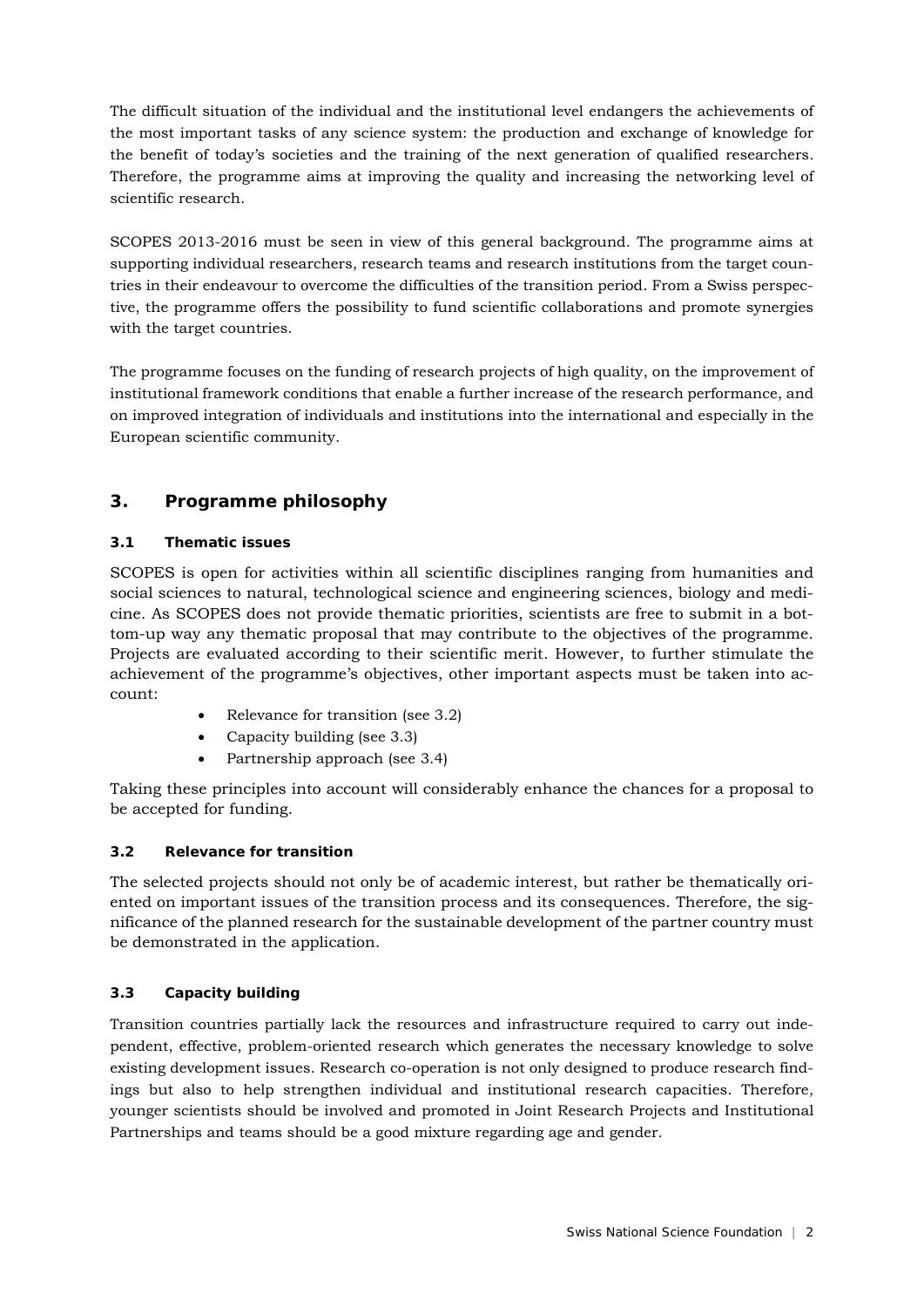The difficult situation of the individual and the institutional level endangers the achievements of the most important tasks of any science system: the production and exchange of knowledge for the benefit of today's societies and the training of the next generation of qualified researchers. Therefore, the programme aims at improving the quality and increasing the networking level of scientific research.

SCOPES 2013-2016 must be seen in view of this general background. The programme aims at supporting individual researchers, research teams and research institutions from the target countries in their endeavour to overcome the difficulties of the transition period. From a Swiss perspective, the programme offers the possibility to fund scientific collaborations and promote synergies with the target countries.

The programme focuses on the funding of research projects of high quality, on the improvement of institutional framework conditions that enable a further increase of the research performance, and on improved integration of individuals and institutions into the international and especially in the European scientific community.

## 3. Programme philosophy

### 3.1 Thematic issues

SCOPES is open for activities within all scientific disciplines ranging from humanities and social sciences to natural, technological science and engineering sciences, biology and medicine. As SCOPES does not provide thematic priorities, scientists are free to submit in a bottom-up way any thematic proposal that may contribute to the objectives of the programme. Projects are evaluated according to their scientific merit. However, to further stimulate the achievement of the programme's objectives, other important aspects must be taken into account:

- Relevance for transition (see 3.2)
- Capacity building (see 3.3)
- Partnership approach (see 3.4)

Taking these principles into account will considerably enhance the chances for a proposal to be accepted for funding.

### 3.2 Relevance for transition

The selected projects should not only be of academic interest, but rather be thematically oriented on important issues of the transition process and its consequences. Therefore, the significance of the planned research for the sustainable development of the partner country must be demonstrated in the application.

### 3.3 Capacity building

Transition countries partially lack the resources and infrastructure required to carry out independent, effective, problem-oriented research which generates the necessary knowledge to solve existing development issues. Research co-operation is not only designed to produce research findings but also to help strengthen individual and institutional research capacities. Therefore, younger scientists should be involved and promoted in Joint Research Projects and Institutional Partnerships and teams should be a good mixture regarding age and gender.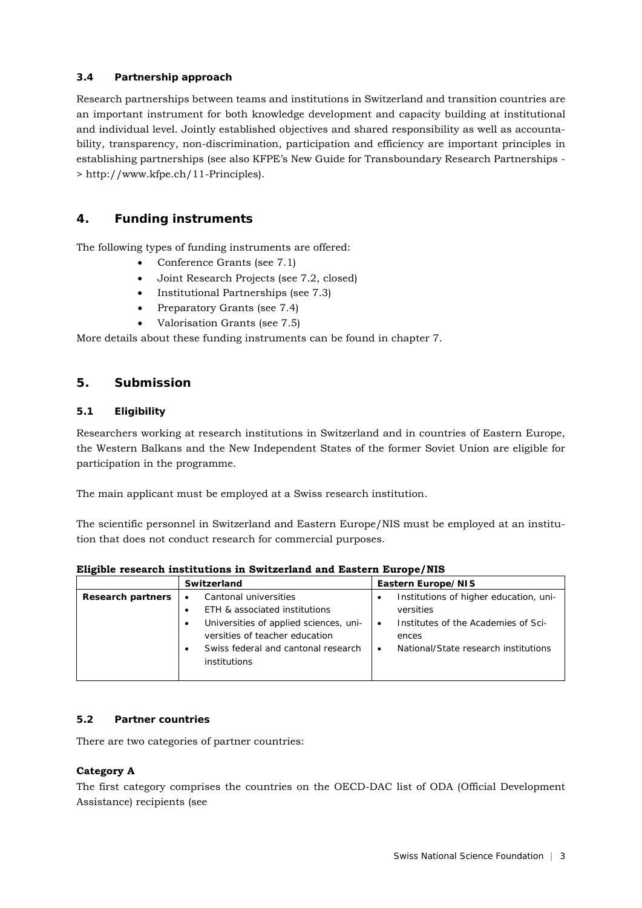### 3.4 Partnership approach

Research partnerships between teams and institutions in Switzerland and transition countries are an important instrument for both knowledge development and capacity building at institutional and individual level. Jointly established objectives and shared responsibility as well as accountability, transparency, non-discrimination, participation and efficiency are important principles in establishing partnerships (see also KFPE's New Guide for Transboundary Research Partnerships -> http://www.kfpe.ch/11-Principles).

## 4. Funding instruments

The following types of funding instruments are offered:

- Conference Grants (see 7.1)
- Joint Research Projects (see 7.2, closed)
- Institutional Partnerships (see 7.3)
- Preparatory Grants (see 7.4)
- Valorisation Grants (see 7.5)

More details about these funding instruments can be found in chapter 7.

## 5. Submission

### 5.1 Eligibility

Researchers working at research institutions in Switzerland and in countries of Eastern Europe, the Western Balkans and the New Independent States of the former Soviet Union are eligible for participation in the programme.

The main applicant must be employed at a Swiss research institution.

The scientific personnel in Switzerland and Eastern Europe/NIS must be employed at an institution that does not conduct research for commercial purposes.

**Eligible research institutions in Switzerland and Eastern Europe/NIS**

| | Switzerland | Eastern Europe/NIS |
|---|---|---|
| **Research partners** | • Cantonal universities<br>• ETH & associated institutions<br>• Universities of applied sciences, universities of teacher education<br>• Swiss federal and cantonal research institutions | • Institutions of higher education, universities<br>• Institutes of the Academies of Sciences<br>• National/State research institutions |

### 5.2 Partner countries

There are two categories of partner countries:

**Category A**

The first category comprises the countries on the OECD-DAC list of ODA (Official Development Assistance) recipients (see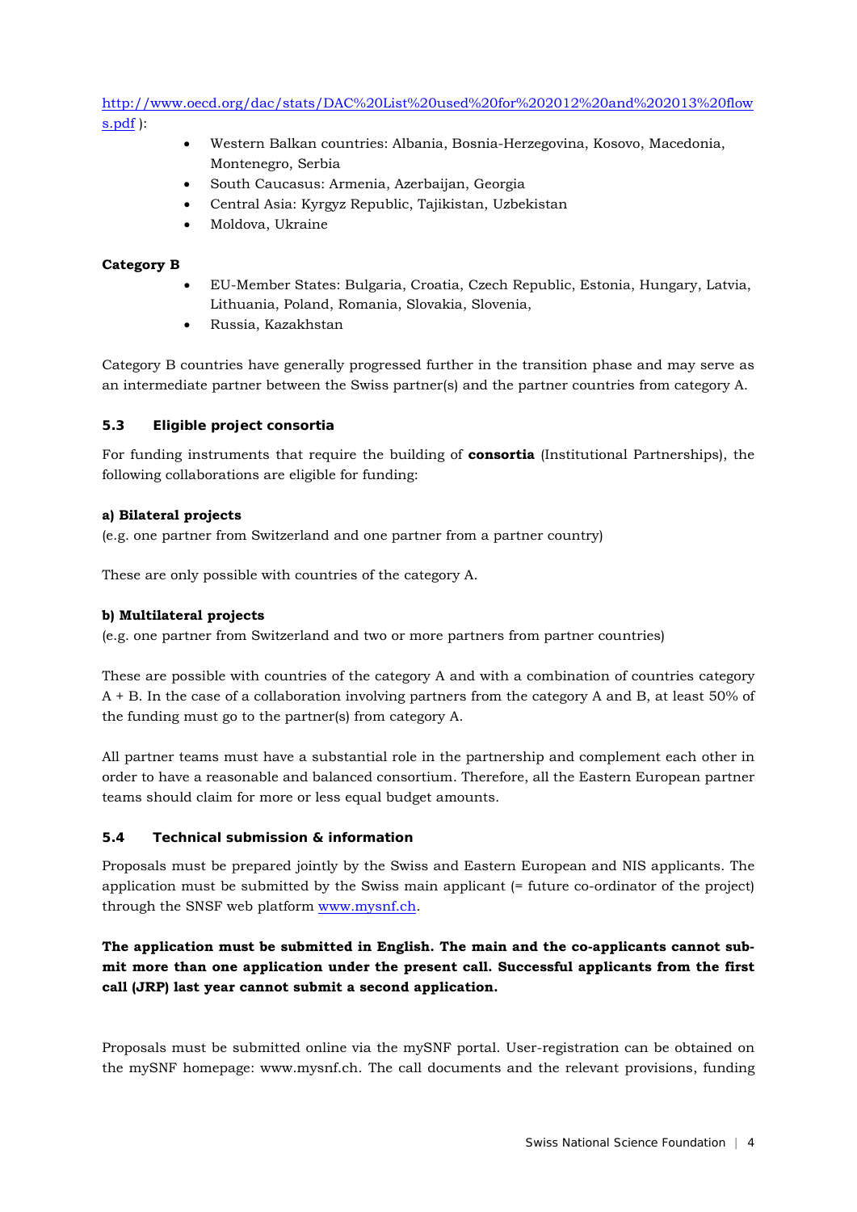http://www.oecd.org/dac/stats/DAC%20List%20used%20for%202012%20and%202013%20flows.pdf ):

- Western Balkan countries: Albania, Bosnia-Herzegovina, Kosovo, Macedonia, Montenegro, Serbia
- South Caucasus: Armenia, Azerbaijan, Georgia
- Central Asia: Kyrgyz Republic, Tajikistan, Uzbekistan
- Moldova, Ukraine

**Category B**

- EU-Member States: Bulgaria, Croatia, Czech Republic, Estonia, Hungary, Latvia, Lithuania, Poland, Romania, Slovakia, Slovenia,
- Russia, Kazakhstan

Category B countries have generally progressed further in the transition phase and may serve as an intermediate partner between the Swiss partner(s) and the partner countries from category A.

### 5.3 Eligible project consortia

For funding instruments that require the building of **consortia** (Institutional Partnerships), the following collaborations are eligible for funding:

**a) Bilateral projects**
(e.g. one partner from Switzerland and one partner from a partner country)

These are only possible with countries of the category A.

**b) Multilateral projects**
(e.g. one partner from Switzerland and two or more partners from partner countries)

These are possible with countries of the category A and with a combination of countries category A + B. In the case of a collaboration involving partners from the category A and B, at least 50% of the funding must go to the partner(s) from category A.

All partner teams must have a substantial role in the partnership and complement each other in order to have a reasonable and balanced consortium. Therefore, all the Eastern European partner teams should claim for more or less equal budget amounts.

### 5.4 Technical submission & information

Proposals must be prepared jointly by the Swiss and Eastern European and NIS applicants. The application must be submitted by the Swiss main applicant (= future co-ordinator of the project) through the SNSF web platform www.mysnf.ch.

**The application must be submitted in English. The main and the co-applicants cannot submit more than one application under the present call. Successful applicants from the first call (JRP) last year cannot submit a second application.**

Proposals must be submitted online via the mySNF portal. User-registration can be obtained on the mySNF homepage: www.mysnf.ch. The call documents and the relevant provisions, funding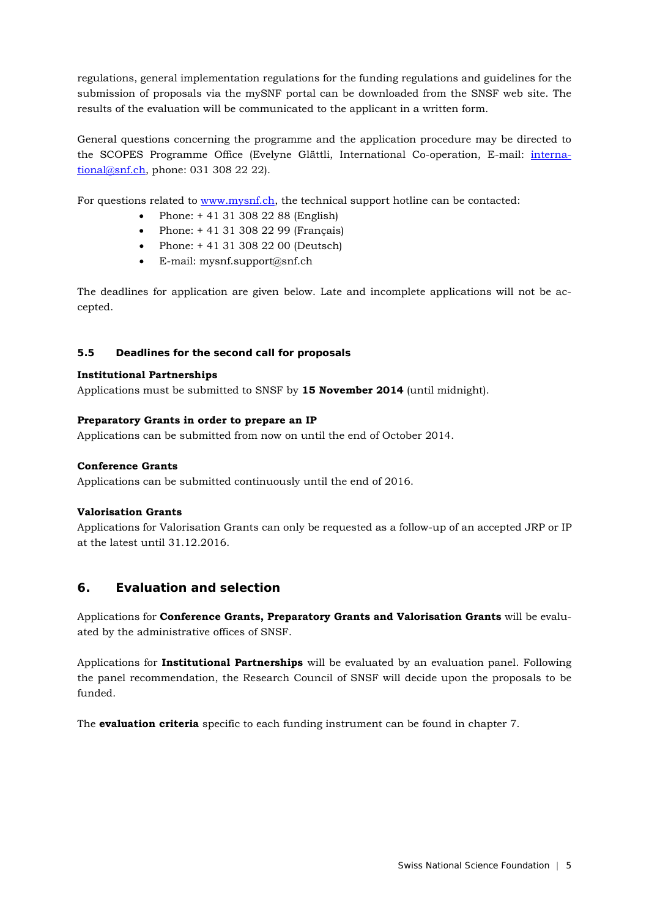regulations, general implementation regulations for the funding regulations and guidelines for the submission of proposals via the mySNF portal can be downloaded from the SNSF web site. The results of the evaluation will be communicated to the applicant in a written form.

General questions concerning the programme and the application procedure may be directed to the SCOPES Programme Office (Evelyne Glättli, International Co-operation, E-mail: international@snf.ch, phone: 031 308 22 22).

For questions related to www.mysnf.ch, the technical support hotline can be contacted:

- Phone: + 41 31 308 22 88 (English)
- Phone: + 41 31 308 22 99 (Français)
- Phone: + 41 31 308 22 00 (Deutsch)
- E-mail: mysnf.support@snf.ch

The deadlines for application are given below. Late and incomplete applications will not be accepted.

### 5.5 Deadlines for the second call for proposals

**Institutional Partnerships**
Applications must be submitted to SNSF by **15 November 2014** (until midnight).

**Preparatory Grants in order to prepare an IP**
Applications can be submitted from now on until the end of October 2014.

**Conference Grants**
Applications can be submitted continuously until the end of 2016.

**Valorisation Grants**
Applications for Valorisation Grants can only be requested as a follow-up of an accepted JRP or IP at the latest until 31.12.2016.

## 6. Evaluation and selection

Applications for **Conference Grants, Preparatory Grants and Valorisation Grants** will be evaluated by the administrative offices of SNSF.

Applications for **Institutional Partnerships** will be evaluated by an evaluation panel. Following the panel recommendation, the Research Council of SNSF will decide upon the proposals to be funded.

The **evaluation criteria** specific to each funding instrument can be found in chapter 7.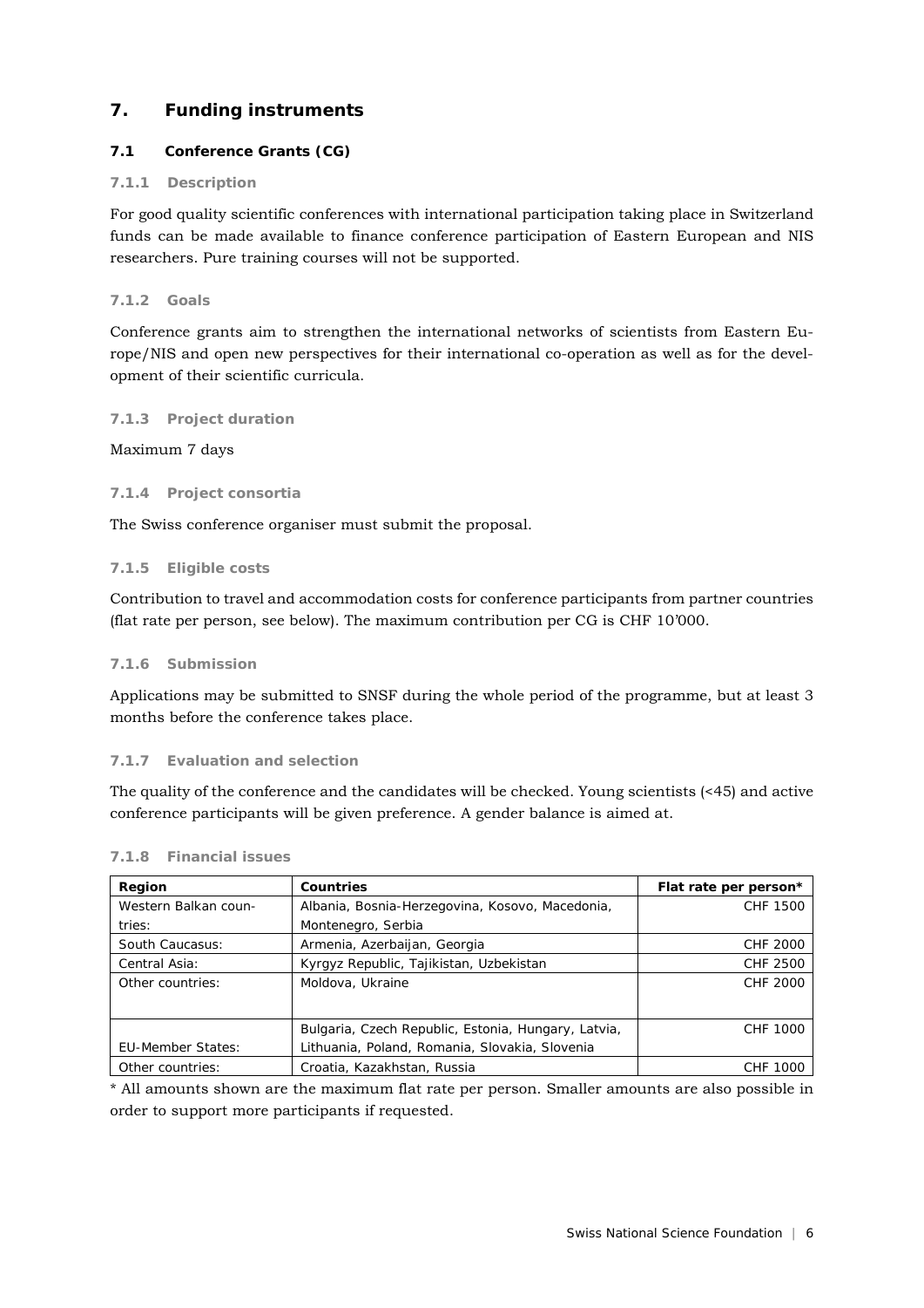## 7. Funding instruments

### 7.1 Conference Grants (CG)

#### 7.1.1 Description

For good quality scientific conferences with international participation taking place in Switzerland funds can be made available to finance conference participation of Eastern European and NIS researchers. Pure training courses will not be supported.

#### 7.1.2 Goals

Conference grants aim to strengthen the international networks of scientists from Eastern Europe/NIS and open new perspectives for their international co-operation as well as for the development of their scientific curricula.

#### 7.1.3 Project duration

Maximum 7 days

#### 7.1.4 Project consortia

The Swiss conference organiser must submit the proposal.

#### 7.1.5 Eligible costs

Contribution to travel and accommodation costs for conference participants from partner countries (flat rate per person, see below). The maximum contribution per CG is CHF 10'000.

#### 7.1.6 Submission

Applications may be submitted to SNSF during the whole period of the programme, but at least 3 months before the conference takes place.

#### 7.1.7 Evaluation and selection

The quality of the conference and the candidates will be checked. Young scientists (<45) and active conference participants will be given preference. A gender balance is aimed at.

#### 7.1.8 Financial issues

| Region | Countries | Flat rate per person* |
|---|---|---|
| Western Balkan countries: | Albania, Bosnia-Herzegovina, Kosovo, Macedonia, Montenegro, Serbia | CHF 1500 |
| South Caucasus: | Armenia, Azerbaijan, Georgia | CHF 2000 |
| Central Asia: | Kyrgyz Republic, Tajikistan, Uzbekistan | CHF 2500 |
| Other countries: | Moldova, Ukraine | CHF 2000 |
| EU-Member States: | Bulgaria, Czech Republic, Estonia, Hungary, Latvia, Lithuania, Poland, Romania, Slovakia, Slovenia | CHF 1000 |
| Other countries: | Croatia, Kazakhstan, Russia | CHF 1000 |

* All amounts shown are the maximum flat rate per person. Smaller amounts are also possible in order to support more participants if requested.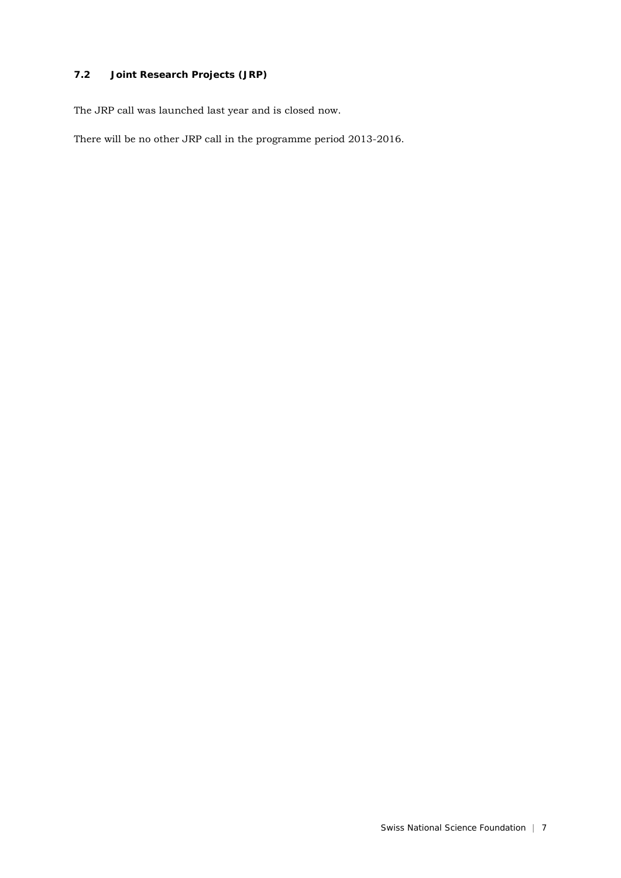### 7.2 Joint Research Projects (JRP)

The JRP call was launched last year and is closed now.

There will be no other JRP call in the programme period 2013-2016.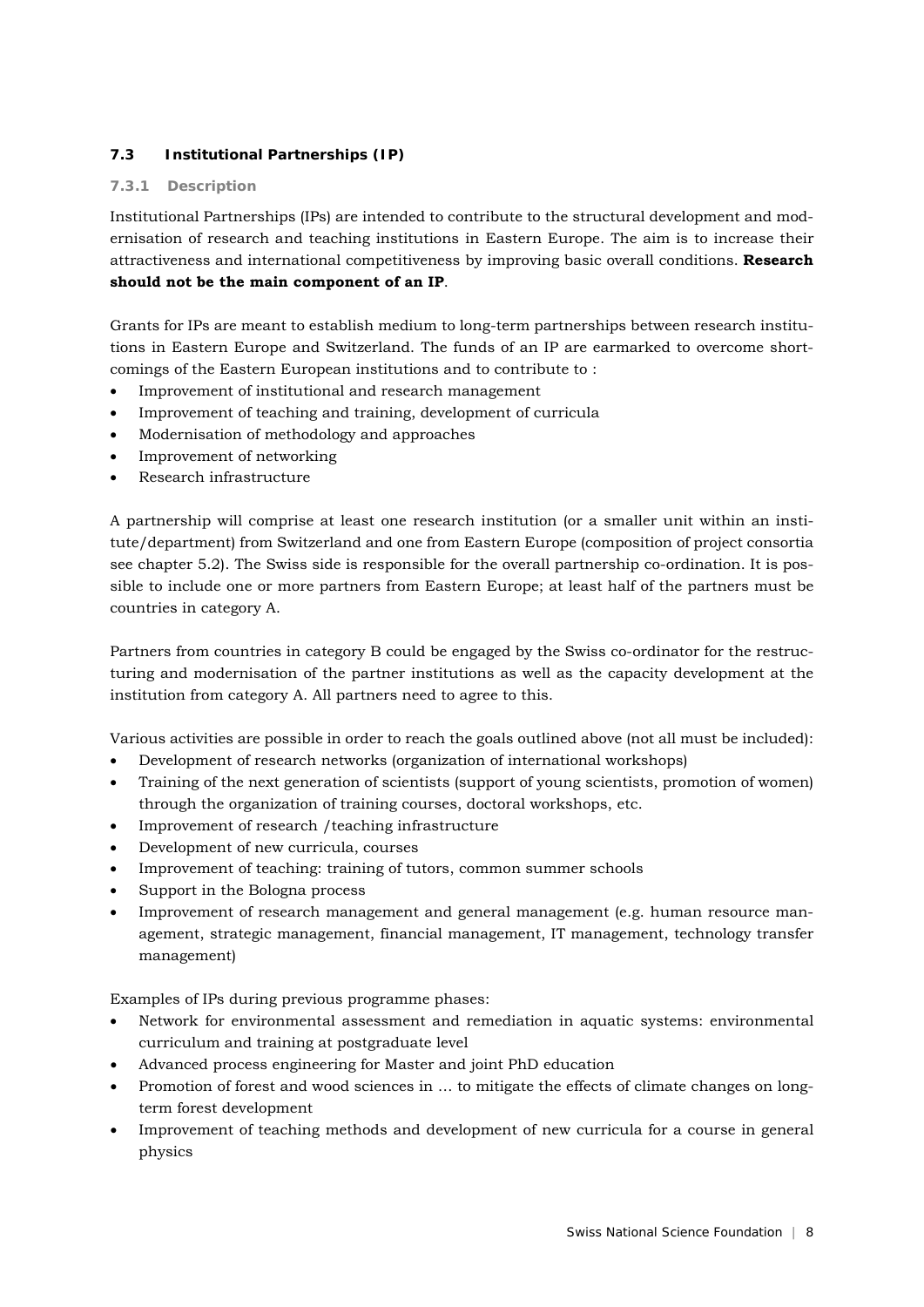## 7.3 Institutional Partnerships (IP)

### 7.3.1 Description

Institutional Partnerships (IPs) are intended to contribute to the structural development and modernisation of research and teaching institutions in Eastern Europe. The aim is to increase their attractiveness and international competitiveness by improving basic overall conditions. **Research should not be the main component of an IP**.

Grants for IPs are meant to establish medium to long-term partnerships between research institutions in Eastern Europe and Switzerland. The funds of an IP are earmarked to overcome shortcomings of the Eastern European institutions and to contribute to :

- Improvement of institutional and research management
- Improvement of teaching and training, development of curricula
- Modernisation of methodology and approaches
- Improvement of networking
- Research infrastructure

A partnership will comprise at least one research institution (or a smaller unit within an institute/department) from Switzerland and one from Eastern Europe (composition of project consortia see chapter 5.2). The Swiss side is responsible for the overall partnership co-ordination. It is possible to include one or more partners from Eastern Europe; at least half of the partners must be countries in category A.

Partners from countries in category B could be engaged by the Swiss co-ordinator for the restructuring and modernisation of the partner institutions as well as the capacity development at the institution from category A. All partners need to agree to this.

Various activities are possible in order to reach the goals outlined above (not all must be included):

- Development of research networks (organization of international workshops)
- Training of the next generation of scientists (support of young scientists, promotion of women) through the organization of training courses, doctoral workshops, etc.
- Improvement of research /teaching infrastructure
- Development of new curricula, courses
- Improvement of teaching: training of tutors, common summer schools
- Support in the Bologna process
- Improvement of research management and general management (e.g. human resource management, strategic management, financial management, IT management, technology transfer management)

Examples of IPs during previous programme phases:

- Network for environmental assessment and remediation in aquatic systems: environmental curriculum and training at postgraduate level
- Advanced process engineering for Master and joint PhD education
- Promotion of forest and wood sciences in … to mitigate the effects of climate changes on long-term forest development
- Improvement of teaching methods and development of new curricula for a course in general physics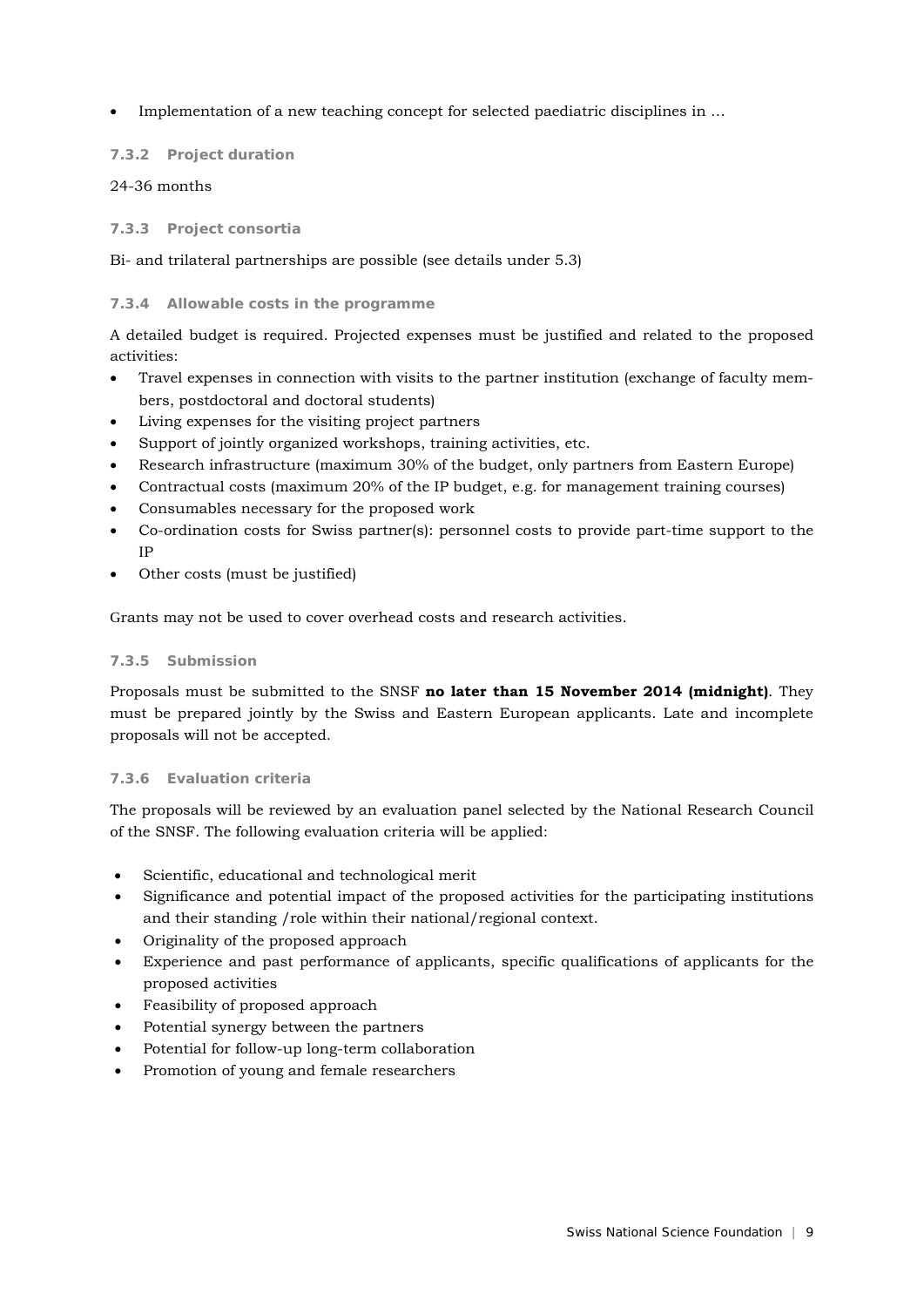- Implementation of a new teaching concept for selected paediatric disciplines in …

#### 7.3.2 Project duration

24-36 months

#### 7.3.3 Project consortia

Bi- and trilateral partnerships are possible (see details under 5.3)

#### 7.3.4 Allowable costs in the programme

A detailed budget is required. Projected expenses must be justified and related to the proposed activities:

- Travel expenses in connection with visits to the partner institution (exchange of faculty members, postdoctoral and doctoral students)
- Living expenses for the visiting project partners
- Support of jointly organized workshops, training activities, etc.
- Research infrastructure (maximum 30% of the budget, only partners from Eastern Europe)
- Contractual costs (maximum 20% of the IP budget, e.g. for management training courses)
- Consumables necessary for the proposed work
- Co-ordination costs for Swiss partner(s): personnel costs to provide part-time support to the IP
- Other costs (must be justified)

Grants may not be used to cover overhead costs and research activities.

#### 7.3.5 Submission

Proposals must be submitted to the SNSF **no later than 15 November 2014 (midnight)**. They must be prepared jointly by the Swiss and Eastern European applicants. Late and incomplete proposals will not be accepted.

#### 7.3.6 Evaluation criteria

The proposals will be reviewed by an evaluation panel selected by the National Research Council of the SNSF. The following evaluation criteria will be applied:

- Scientific, educational and technological merit
- Significance and potential impact of the proposed activities for the participating institutions and their standing /role within their national/regional context.
- Originality of the proposed approach
- Experience and past performance of applicants, specific qualifications of applicants for the proposed activities
- Feasibility of proposed approach
- Potential synergy between the partners
- Potential for follow-up long-term collaboration
- Promotion of young and female researchers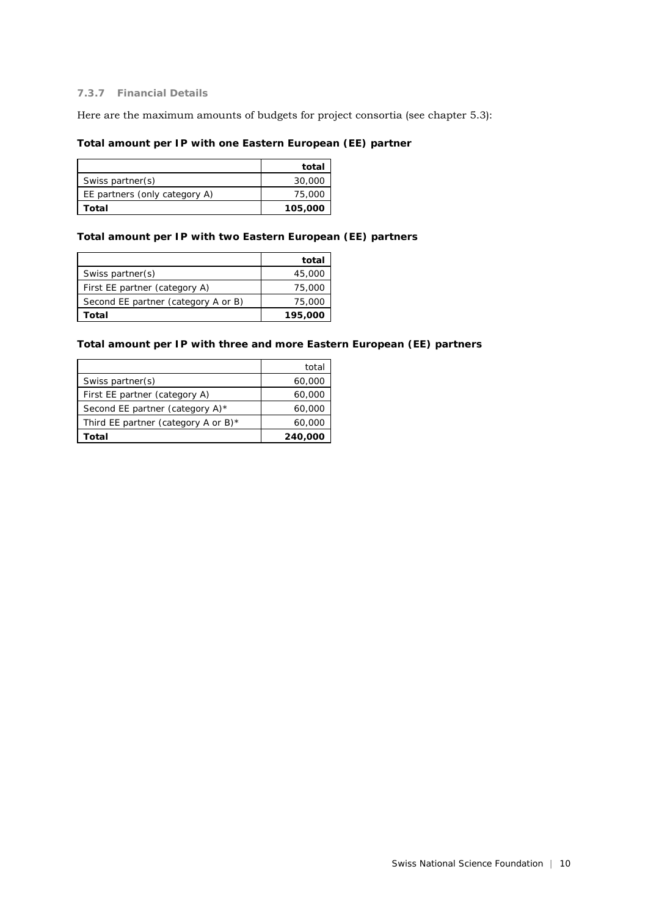#### 7.3.7 Financial Details

Here are the maximum amounts of budgets for project consortia (see chapter 5.3):

**Total amount per IP with one Eastern European (EE) partner**

| | **total** |
|---|---:|
| Swiss partner(s) | 30,000 |
| EE partners (only category A) | 75,000 |
| **Total** | **105,000** |

**Total amount per IP with two Eastern European (EE) partners**

| | **total** |
|---|---:|
| Swiss partner(s) | 45,000 |
| First EE partner (category A) | 75,000 |
| Second EE partner (category A or B) | 75,000 |
| **Total** | **195,000** |

**Total amount per IP with three and more Eastern European (EE) partners**

| | total |
|---|---:|
| Swiss partner(s) | 60,000 |
| First EE partner (category A) | 60,000 |
| Second EE partner (category A)* | 60,000 |
| Third EE partner (category A or B)* | 60,000 |
| **Total** | **240,000** |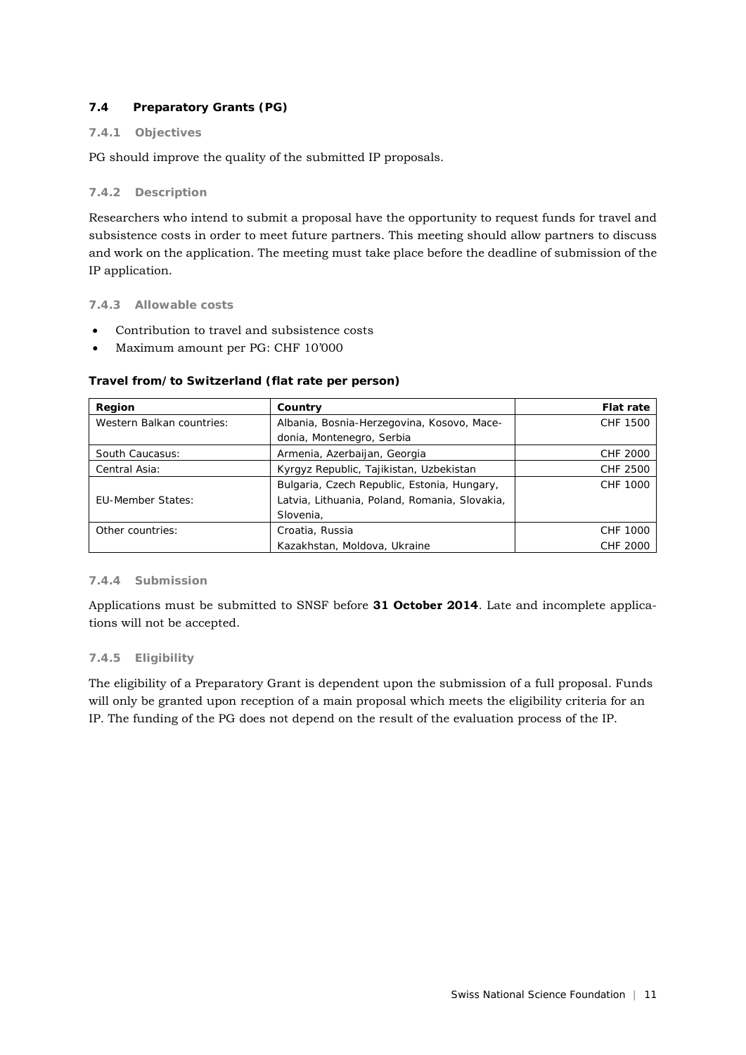### 7.4 Preparatory Grants (PG)

#### 7.4.1 Objectives

PG should improve the quality of the submitted IP proposals.

#### 7.4.2 Description

Researchers who intend to submit a proposal have the opportunity to request funds for travel and subsistence costs in order to meet future partners. This meeting should allow partners to discuss and work on the application. The meeting must take place before the deadline of submission of the IP application.

#### 7.4.3 Allowable costs

- Contribution to travel and subsistence costs
- Maximum amount per PG: CHF 10'000

**Travel from/to Switzerland (flat rate per person)**

| Region | Country | Flat rate |
|---|---|---|
| Western Balkan countries: | Albania, Bosnia-Herzegovina, Kosovo, Macedonia, Montenegro, Serbia | CHF 1500 |
| South Caucasus: | Armenia, Azerbaijan, Georgia | CHF 2000 |
| Central Asia: | Kyrgyz Republic, Tajikistan, Uzbekistan | CHF 2500 |
| EU-Member States: | Bulgaria, Czech Republic, Estonia, Hungary, Latvia, Lithuania, Poland, Romania, Slovakia, Slovenia, | CHF 1000 |
| Other countries: | Croatia, Russia | CHF 1000 |
| | Kazakhstan, Moldova, Ukraine | CHF 2000 |

#### 7.4.4 Submission

Applications must be submitted to SNSF before **31 October 2014**. Late and incomplete applications will not be accepted.

#### 7.4.5 Eligibility

The eligibility of a Preparatory Grant is dependent upon the submission of a full proposal. Funds will only be granted upon reception of a main proposal which meets the eligibility criteria for an IP. The funding of the PG does not depend on the result of the evaluation process of the IP.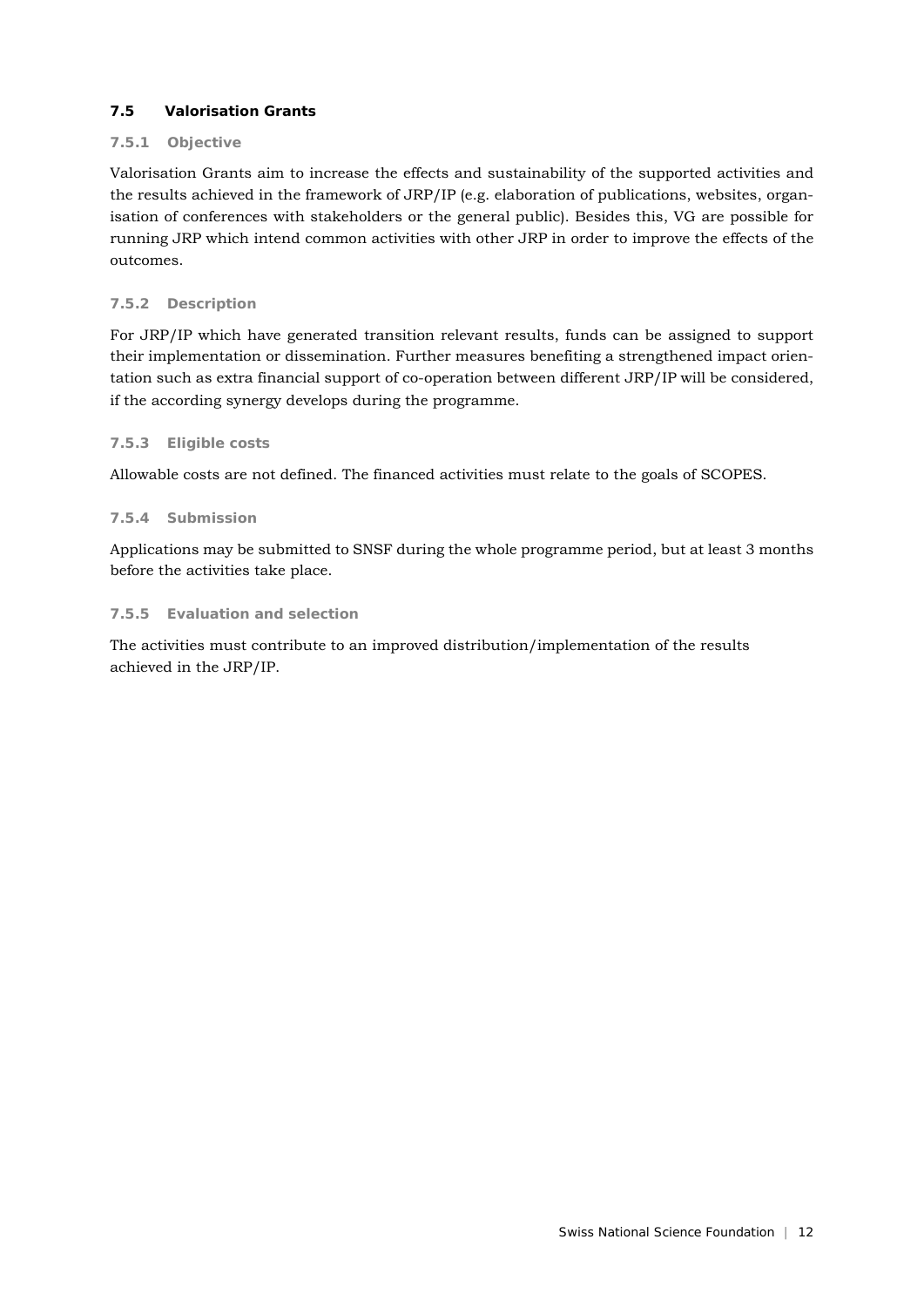## 7.5 Valorisation Grants

### 7.5.1 Objective

Valorisation Grants aim to increase the effects and sustainability of the supported activities and the results achieved in the framework of JRP/IP (e.g. elaboration of publications, websites, organisation of conferences with stakeholders or the general public). Besides this, VG are possible for running JRP which intend common activities with other JRP in order to improve the effects of the outcomes.

### 7.5.2 Description

For JRP/IP which have generated transition relevant results, funds can be assigned to support their implementation or dissemination. Further measures benefiting a strengthened impact orientation such as extra financial support of co-operation between different JRP/IP will be considered, if the according synergy develops during the programme.

### 7.5.3 Eligible costs

Allowable costs are not defined. The financed activities must relate to the goals of SCOPES.

### 7.5.4 Submission

Applications may be submitted to SNSF during the whole programme period, but at least 3 months before the activities take place.

### 7.5.5 Evaluation and selection

The activities must contribute to an improved distribution/implementation of the results achieved in the JRP/IP.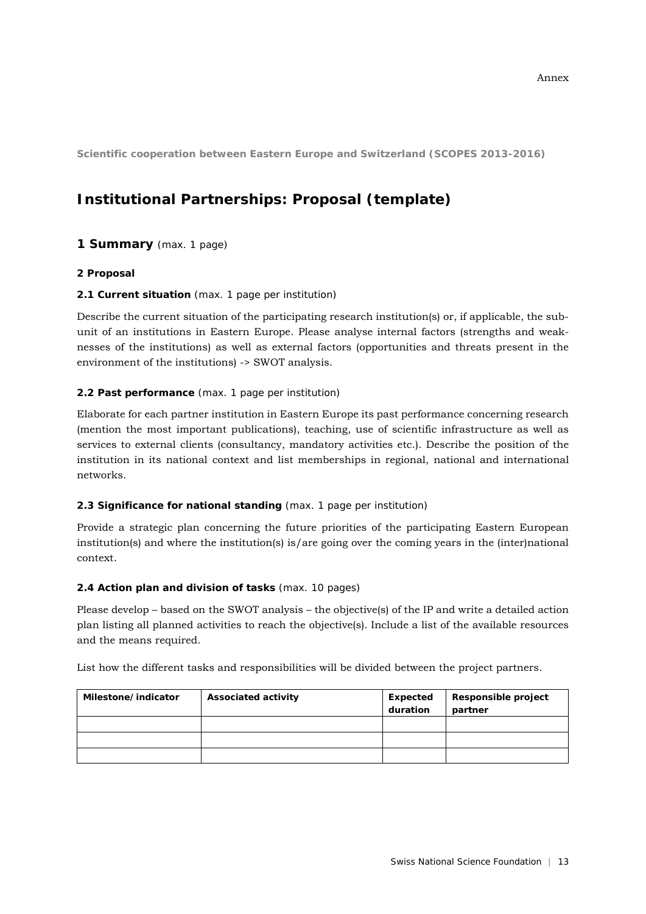Annex

**Scientific cooperation between Eastern Europe and Switzerland (SCOPES 2013-2016)**

# Institutional Partnerships: Proposal (template)

## 1 Summary (max. 1 page)

### 2 Proposal

**2.1 Current situation** (max. 1 page per institution)

Describe the current situation of the participating research institution(s) or, if applicable, the sub-unit of an institutions in Eastern Europe. Please analyse internal factors (strengths and weaknesses of the institutions) as well as external factors (opportunities and threats present in the environment of the institutions) -> SWOT analysis.

**2.2 Past performance** (max. 1 page per institution)

Elaborate for each partner institution in Eastern Europe its past performance concerning research (mention the most important publications), teaching, use of scientific infrastructure as well as services to external clients (consultancy, mandatory activities etc.). Describe the position of the institution in its national context and list memberships in regional, national and international networks.

**2.3 Significance for national standing** (max. 1 page per institution)

Provide a strategic plan concerning the future priorities of the participating Eastern European institution(s) and where the institution(s) is/are going over the coming years in the (inter)national context.

**2.4 Action plan and division of tasks** (max. 10 pages)

Please develop – based on the SWOT analysis – the objective(s) of the IP and write a detailed action plan listing all planned activities to reach the objective(s). Include a list of the available resources and the means required.

List how the different tasks and responsibilities will be divided between the project partners.

| Milestone/indicator | Associated activity | Expected duration | Responsible project partner |
|---|---|---|---|
| | | | |
| | | | |
| | | | |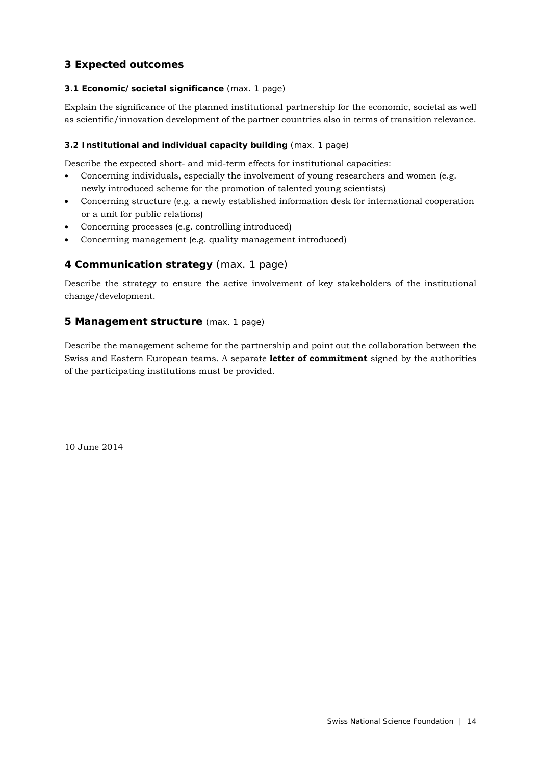## 3 Expected outcomes

**3.1 Economic/societal significance** (max. 1 page)

Explain the significance of the planned institutional partnership for the economic, societal as well as scientific/innovation development of the partner countries also in terms of transition relevance.

**3.2 Institutional and individual capacity building** (max. 1 page)

Describe the expected short- and mid-term effects for institutional capacities:

- Concerning individuals, especially the involvement of young researchers and women (e.g. newly introduced scheme for the promotion of talented young scientists)
- Concerning structure (e.g. a newly established information desk for international cooperation or a unit for public relations)
- Concerning processes (e.g. controlling introduced)
- Concerning management (e.g. quality management introduced)

## 4 Communication strategy (max. 1 page)

Describe the strategy to ensure the active involvement of key stakeholders of the institutional change/development.

## 5 Management structure (max. 1 page)

Describe the management scheme for the partnership and point out the collaboration between the Swiss and Eastern European teams. A separate **letter of commitment** signed by the authorities of the participating institutions must be provided.

10 June 2014